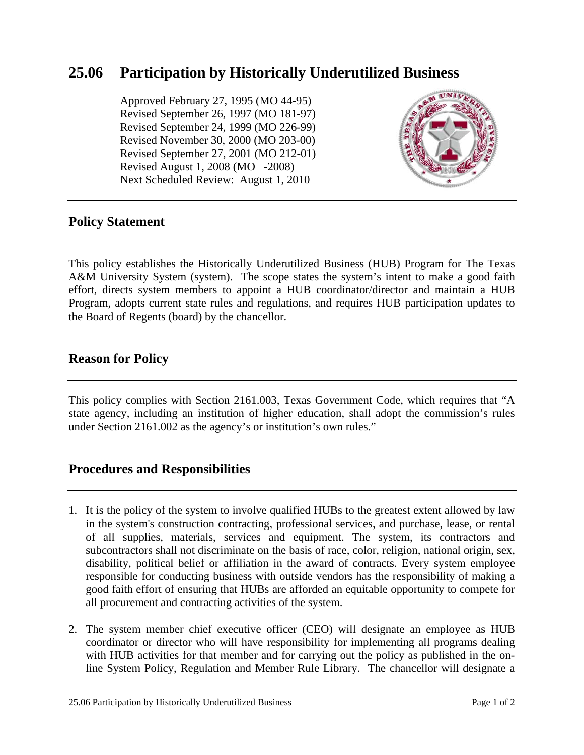# 25.06 Participation by Historically Underutilized Business

Approved February 27, 1995 (MO 44-95)
Revised September 26, 1997 (MO 181-97)
Revised September 24, 1999 (MO 226-99)
Revised November 30, 2000 (MO 203-00)
Revised September 27, 2001 (MO 212-01)
Revised August 1, 2008 (MO -2008)
Next Scheduled Review: August 1, 2010

## Policy Statement

This policy establishes the Historically Underutilized Business (HUB) Program for The Texas A&M University System (system). The scope states the system's intent to make a good faith effort, directs system members to appoint a HUB coordinator/director and maintain a HUB Program, adopts current state rules and regulations, and requires HUB participation updates to the Board of Regents (board) by the chancellor.

## Reason for Policy

This policy complies with Section 2161.003, Texas Government Code, which requires that "A state agency, including an institution of higher education, shall adopt the commission's rules under Section 2161.002 as the agency's or institution's own rules."

## Procedures and Responsibilities

1. It is the policy of the system to involve qualified HUBs to the greatest extent allowed by law in the system's construction contracting, professional services, and purchase, lease, or rental of all supplies, materials, services and equipment. The system, its contractors and subcontractors shall not discriminate on the basis of race, color, religion, national origin, sex, disability, political belief or affiliation in the award of contracts. Every system employee responsible for conducting business with outside vendors has the responsibility of making a good faith effort of ensuring that HUBs are afforded an equitable opportunity to compete for all procurement and contracting activities of the system.

2. The system member chief executive officer (CEO) will designate an employee as HUB coordinator or director who will have responsibility for implementing all programs dealing with HUB activities for that member and for carrying out the policy as published in the on-line System Policy, Regulation and Member Rule Library. The chancellor will designate a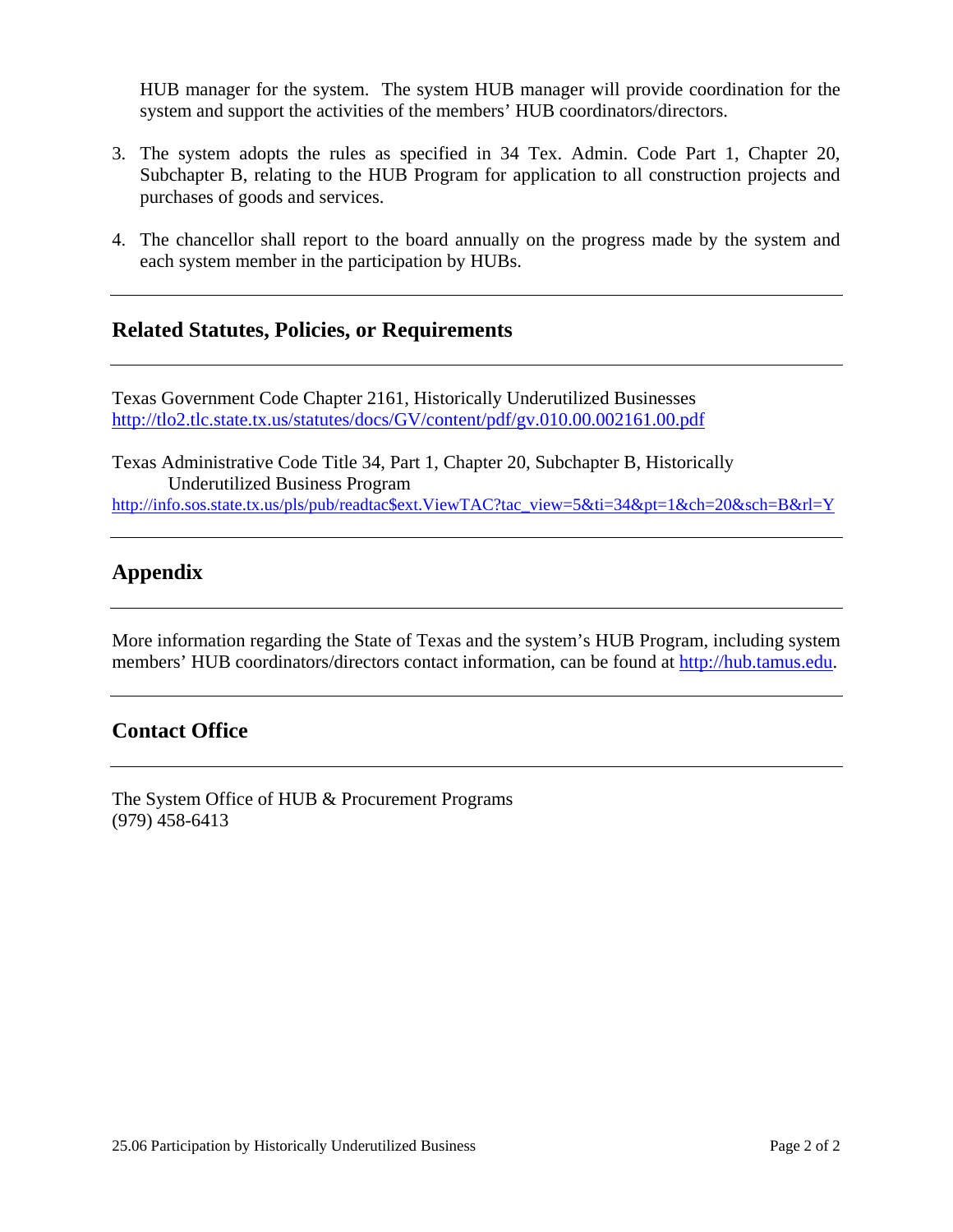HUB manager for the system. The system HUB manager will provide coordination for the system and support the activities of the members' HUB coordinators/directors.

3. The system adopts the rules as specified in 34 Tex. Admin. Code Part 1, Chapter 20, Subchapter B, relating to the HUB Program for application to all construction projects and purchases of goods and services.

4. The chancellor shall report to the board annually on the progress made by the system and each system member in the participation by HUBs.

## Related Statutes, Policies, or Requirements

Texas Government Code Chapter 2161, Historically Underutilized Businesses
http://tlo2.tlc.state.tx.us/statutes/docs/GV/content/pdf/gv.010.00.002161.00.pdf

Texas Administrative Code Title 34, Part 1, Chapter 20, Subchapter B, Historically Underutilized Business Program
http://info.sos.state.tx.us/pls/pub/readtac$ext.ViewTAC?tac_view=5&ti=34&pt=1&ch=20&sch=B&rl=Y

## Appendix

More information regarding the State of Texas and the system's HUB Program, including system members' HUB coordinators/directors contact information, can be found at http://hub.tamus.edu.

## Contact Office

The System Office of HUB & Procurement Programs
(979) 458-6413